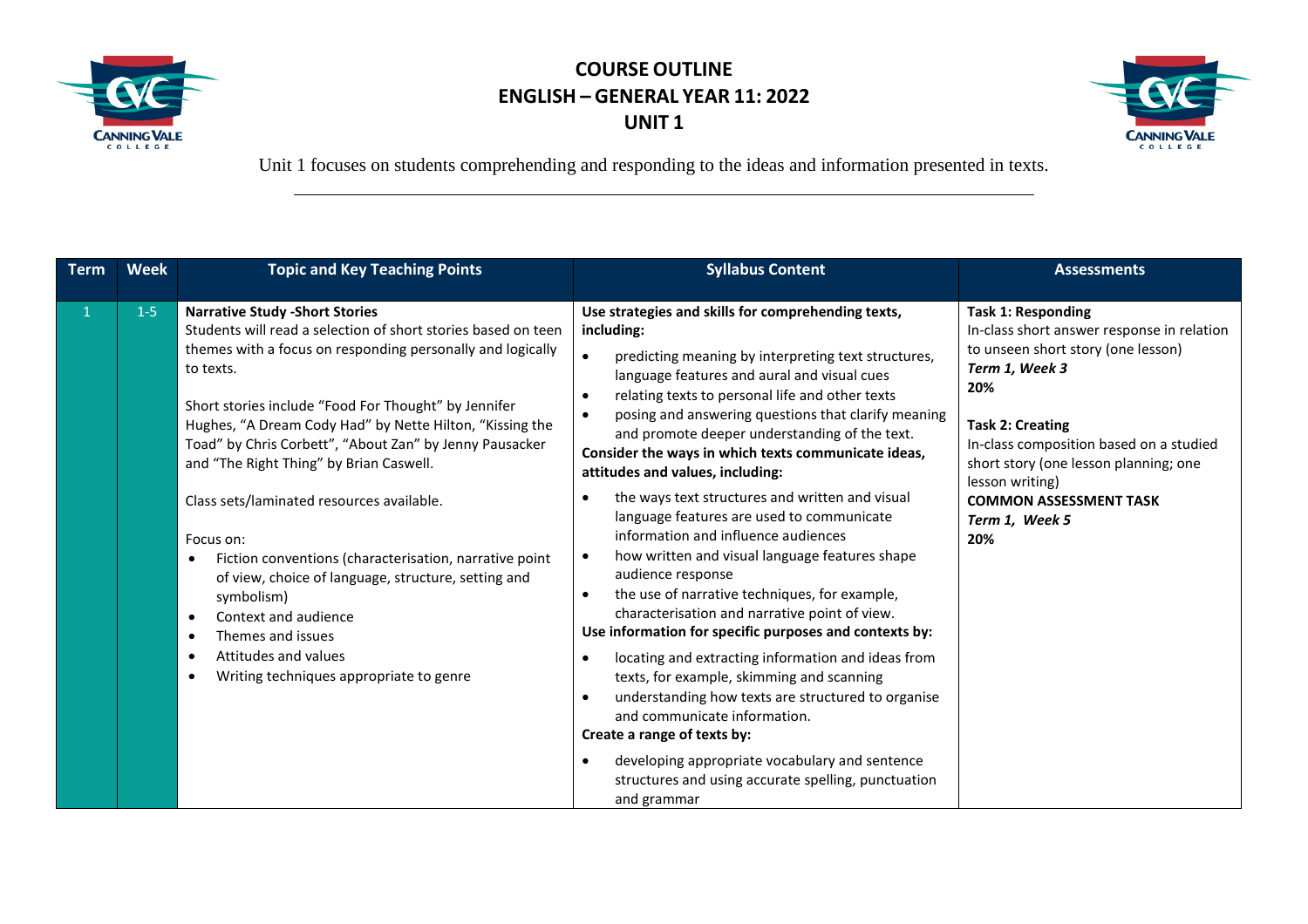# COURSE OUTLINE
# ENGLISH – GENERAL YEAR 11: 2022
# UNIT 1

Unit 1 focuses on students comprehending and responding to the ideas and information presented in texts.

| Term | Week | Topic and Key Teaching Points | Syllabus Content | Assessments |
|---|---|---|---|---|
| 1 | 1-5 | **Narrative Study -Short Stories**<br>Students will read a selection of short stories based on teen themes with a focus on responding personally and logically to texts.<br><br>Short stories include "Food For Thought" by Jennifer Hughes, "A Dream Cody Had" by Nette Hilton, "Kissing the Toad" by Chris Corbett", "About Zan" by Jenny Pausacker and "The Right Thing" by Brian Caswell.<br><br>Class sets/laminated resources available.<br><br>Focus on:<br>• Fiction conventions (characterisation, narrative point of view, choice of language, structure, setting and symbolism)<br>• Context and audience<br>• Themes and issues<br>• Attitudes and values<br>• Writing techniques appropriate to genre | **Use strategies and skills for comprehending texts, including:**<br>• predicting meaning by interpreting text structures, language features and aural and visual cues<br>• relating texts to personal life and other texts<br>• posing and answering questions that clarify meaning and promote deeper understanding of the text.<br>**Consider the ways in which texts communicate ideas, attitudes and values, including:**<br>• the ways text structures and written and visual language features are used to communicate information and influence audiences<br>• how written and visual language features shape audience response<br>• the use of narrative techniques, for example, characterisation and narrative point of view.<br>**Use information for specific purposes and contexts by:**<br>• locating and extracting information and ideas from texts, for example, skimming and scanning<br>• understanding how texts are structured to organise and communicate information.<br>**Create a range of texts by:**<br>• developing appropriate vocabulary and sentence structures and using accurate spelling, punctuation and grammar | **Task 1: Responding**<br>In-class short answer response in relation to unseen short story (one lesson)<br>***Term 1, Week 3***<br>**20%**<br><br>**Task 2: Creating**<br>In-class composition based on a studied short story (one lesson planning; one lesson writing)<br>**COMMON ASSESSMENT TASK**<br>***Term 1, Week 5***<br>**20%** |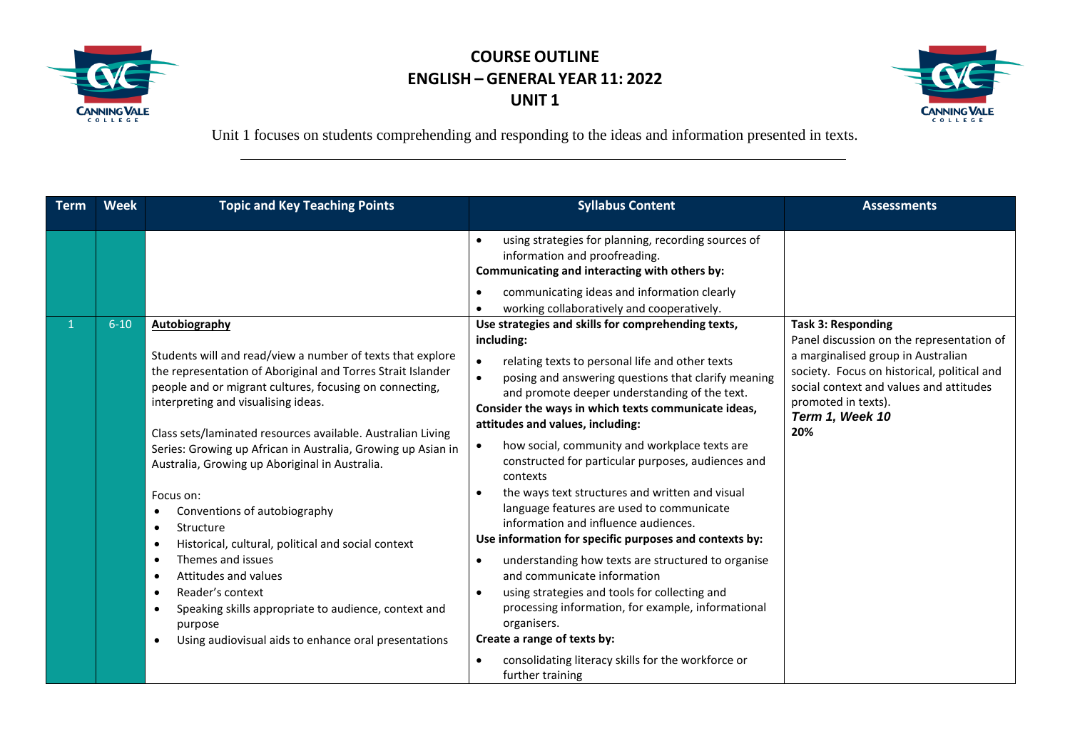# COURSE OUTLINE
## ENGLISH – GENERAL YEAR 11: 2022
## UNIT 1

Unit 1 focuses on students comprehending and responding to the ideas and information presented in texts.

| Term | Week | Topic and Key Teaching Points | Syllabus Content | Assessments |
|---|---|---|---|---|
| | | | • using strategies for planning, recording sources of information and proofreading.<br>**Communicating and interacting with others by:**<br>• communicating ideas and information clearly<br>• working collaboratively and cooperatively. | |
| 1 | 6-10 | **Autobiography**<br><br>Students will and read/view a number of texts that explore the representation of Aboriginal and Torres Strait Islander people and or migrant cultures, focusing on connecting, interpreting and visualising ideas.<br><br>Class sets/laminated resources available. Australian Living Series: Growing up African in Australia, Growing up Asian in Australia, Growing up Aboriginal in Australia.<br><br>Focus on:<br>• Conventions of autobiography<br>• Structure<br>• Historical, cultural, political and social context<br>• Themes and issues<br>• Attitudes and values<br>• Reader's context<br>• Speaking skills appropriate to audience, context and purpose<br>• Using audiovisual aids to enhance oral presentations | **Use strategies and skills for comprehending texts, including:**<br>• relating texts to personal life and other texts<br>• posing and answering questions that clarify meaning and promote deeper understanding of the text.<br>**Consider the ways in which texts communicate ideas, attitudes and values, including:**<br>• how social, community and workplace texts are constructed for particular purposes, audiences and contexts<br>• the ways text structures and written and visual language features are used to communicate information and influence audiences.<br>**Use information for specific purposes and contexts by:**<br>• understanding how texts are structured to organise and communicate information<br>• using strategies and tools for collecting and processing information, for example, informational organisers.<br>**Create a range of texts by:**<br>• consolidating literacy skills for the workforce or further training | **Task 3: Responding**<br>Panel discussion on the representation of a marginalised group in Australian society. Focus on historical, political and social context and values and attitudes promoted in texts).<br>***Term 1, Week 10***<br>**20%** |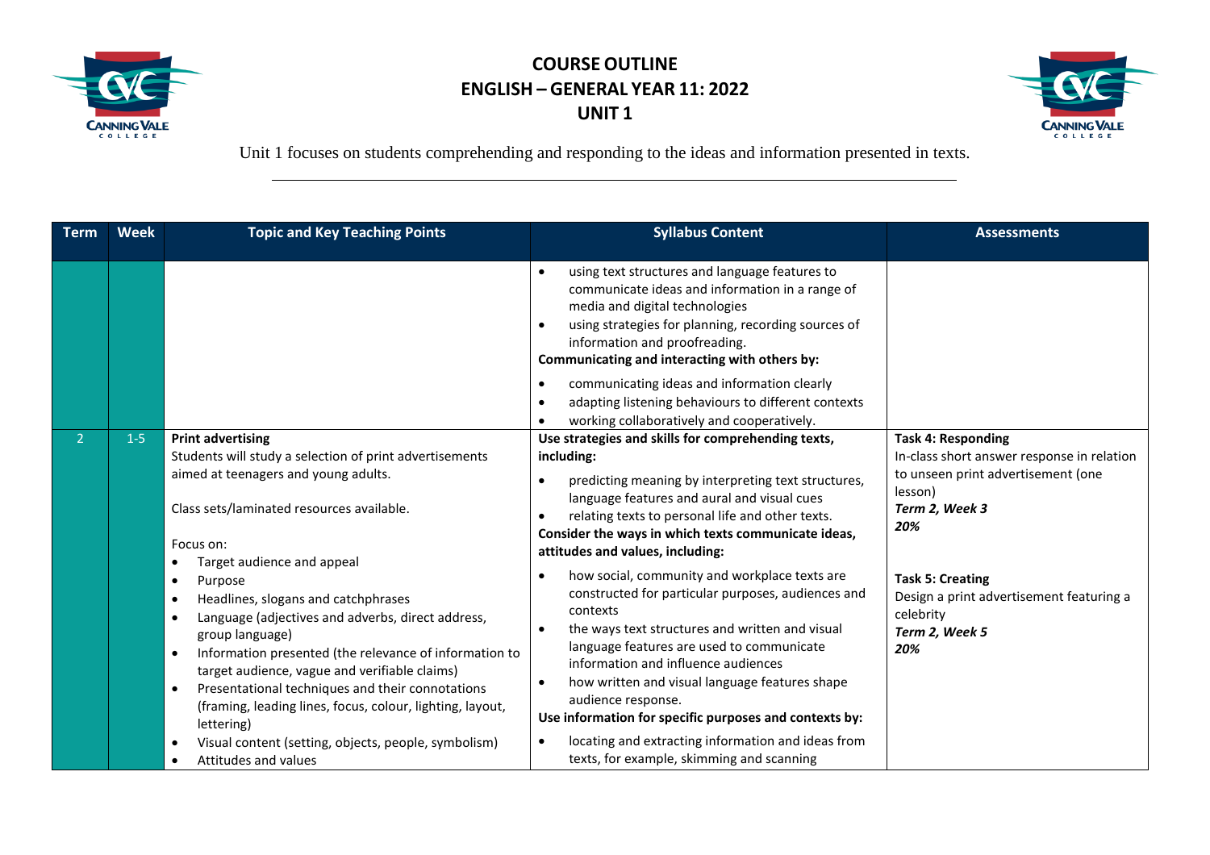# COURSE OUTLINE
# ENGLISH – GENERAL YEAR 11: 2022
# UNIT 1

Unit 1 focuses on students comprehending and responding to the ideas and information presented in texts.

| Term | Week | Topic and Key Teaching Points | Syllabus Content | Assessments |
|---|---|---|---|---|
| | | | • using text structures and language features to communicate ideas and information in a range of media and digital technologies<br>• using strategies for planning, recording sources of information and proofreading.<br>**Communicating and interacting with others by:**<br>• communicating ideas and information clearly<br>• adapting listening behaviours to different contexts<br>• working collaboratively and cooperatively. | |
| 2 | 1-5 | **Print advertising**<br>Students will study a selection of print advertisements aimed at teenagers and young adults.<br><br>Class sets/laminated resources available.<br><br>Focus on:<br>• Target audience and appeal<br>• Purpose<br>• Headlines, slogans and catchphrases<br>• Language (adjectives and adverbs, direct address, group language)<br>• Information presented (the relevance of information to target audience, vague and verifiable claims)<br>• Presentational techniques and their connotations (framing, leading lines, focus, colour, lighting, layout, lettering)<br>• Visual content (setting, objects, people, symbolism)<br>• Attitudes and values | **Use strategies and skills for comprehending texts, including:**<br>• predicting meaning by interpreting text structures, language features and aural and visual cues<br>• relating texts to personal life and other texts.<br>**Consider the ways in which texts communicate ideas, attitudes and values, including:**<br>• how social, community and workplace texts are constructed for particular purposes, audiences and contexts<br>• the ways text structures and written and visual language features are used to communicate information and influence audiences<br>• how written and visual language features shape audience response.<br>**Use information for specific purposes and contexts by:**<br>• locating and extracting information and ideas from texts, for example, skimming and scanning | **Task 4: Responding**<br>In-class short answer response in relation to unseen print advertisement (one lesson)<br>***Term 2, Week 3***<br>***20%***<br><br>**Task 5: Creating**<br>Design a print advertisement featuring a celebrity<br>***Term 2, Week 5***<br>***20%*** |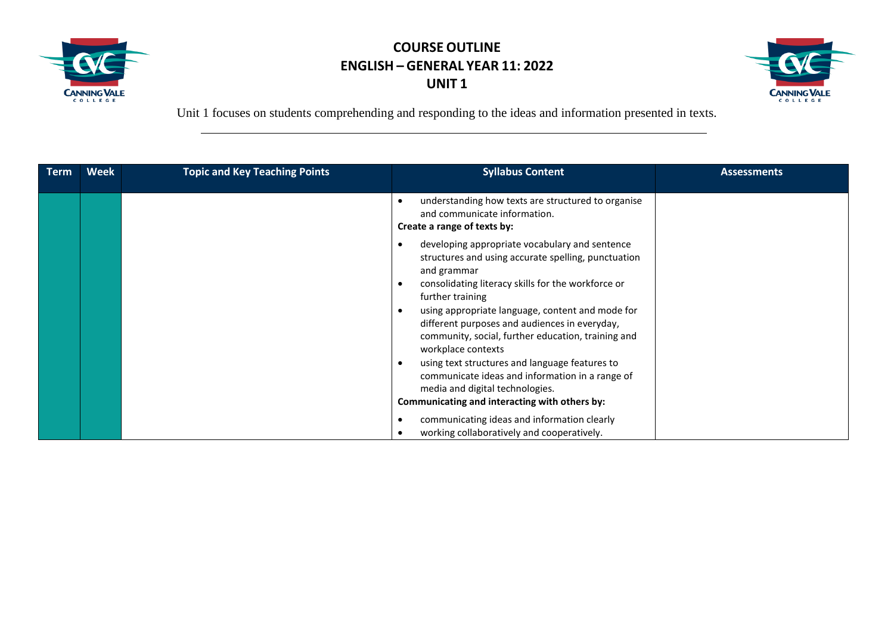# COURSE OUTLINE
# ENGLISH – GENERAL YEAR 11: 2022
# UNIT 1

Unit 1 focuses on students comprehending and responding to the ideas and information presented in texts.

| Term | Week | Topic and Key Teaching Points | Syllabus Content | Assessments |
|---|---|---|---|---|
| | | | • understanding how texts are structured to organise and communicate information.<br>**Create a range of texts by:**<br>• developing appropriate vocabulary and sentence structures and using accurate spelling, punctuation and grammar<br>• consolidating literacy skills for the workforce or further training<br>• using appropriate language, content and mode for different purposes and audiences in everyday, community, social, further education, training and workplace contexts<br>• using text structures and language features to communicate ideas and information in a range of media and digital technologies.<br>**Communicating and interacting with others by:**<br>• communicating ideas and information clearly<br>• working collaboratively and cooperatively. | |